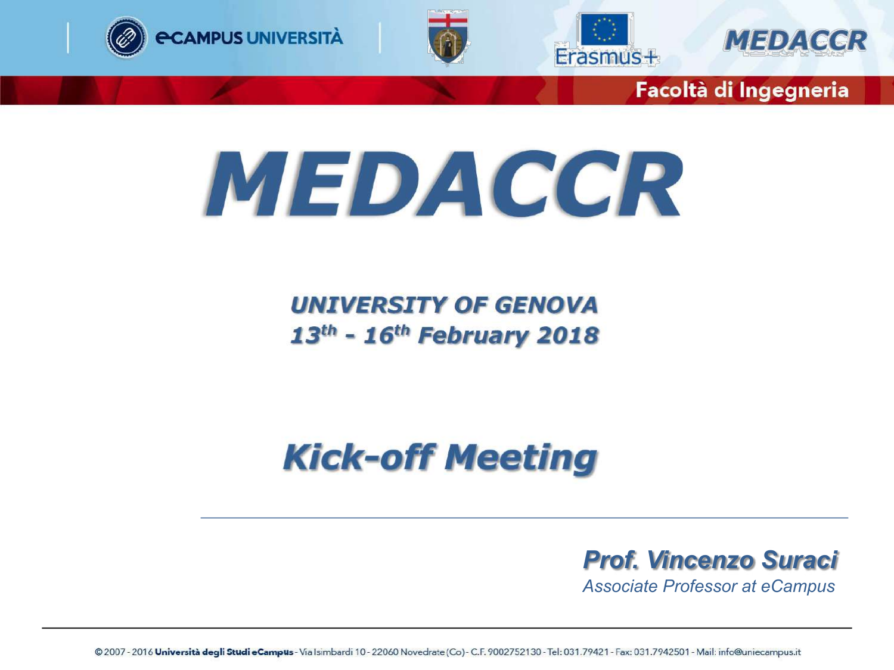# MEDACCR

## UNIVERSITY OF GENOVA
## 13th - 16th February 2018

# Kick-off Meeting

---

***Prof. Vincenzo Suraci***
*Associate Professor at eCampus*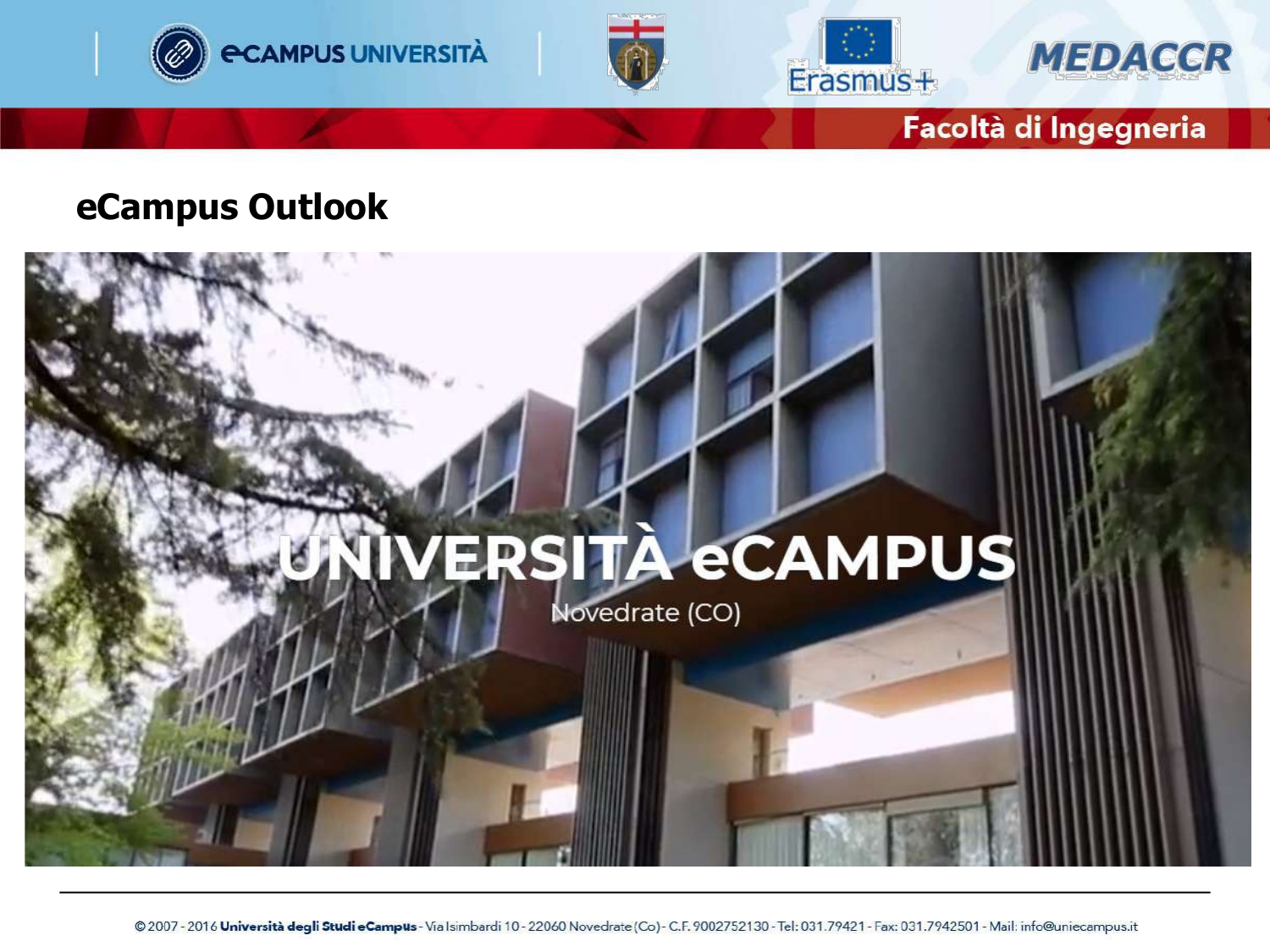## eCampus Outlook

UNIVERSITÀ eCAMPUS

Novedrate (CO)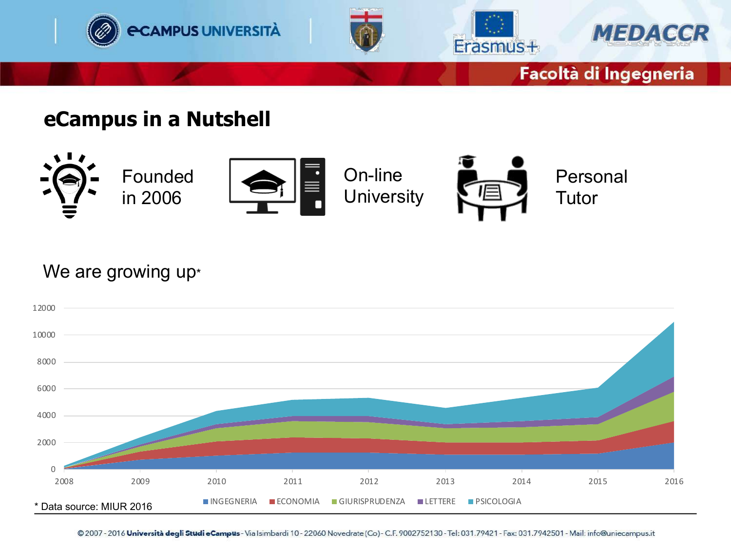## eCampus in a Nutshell

Founded in 2006

On-line University

Personal Tutor

We are growing up*

* Data source: MIUR 2016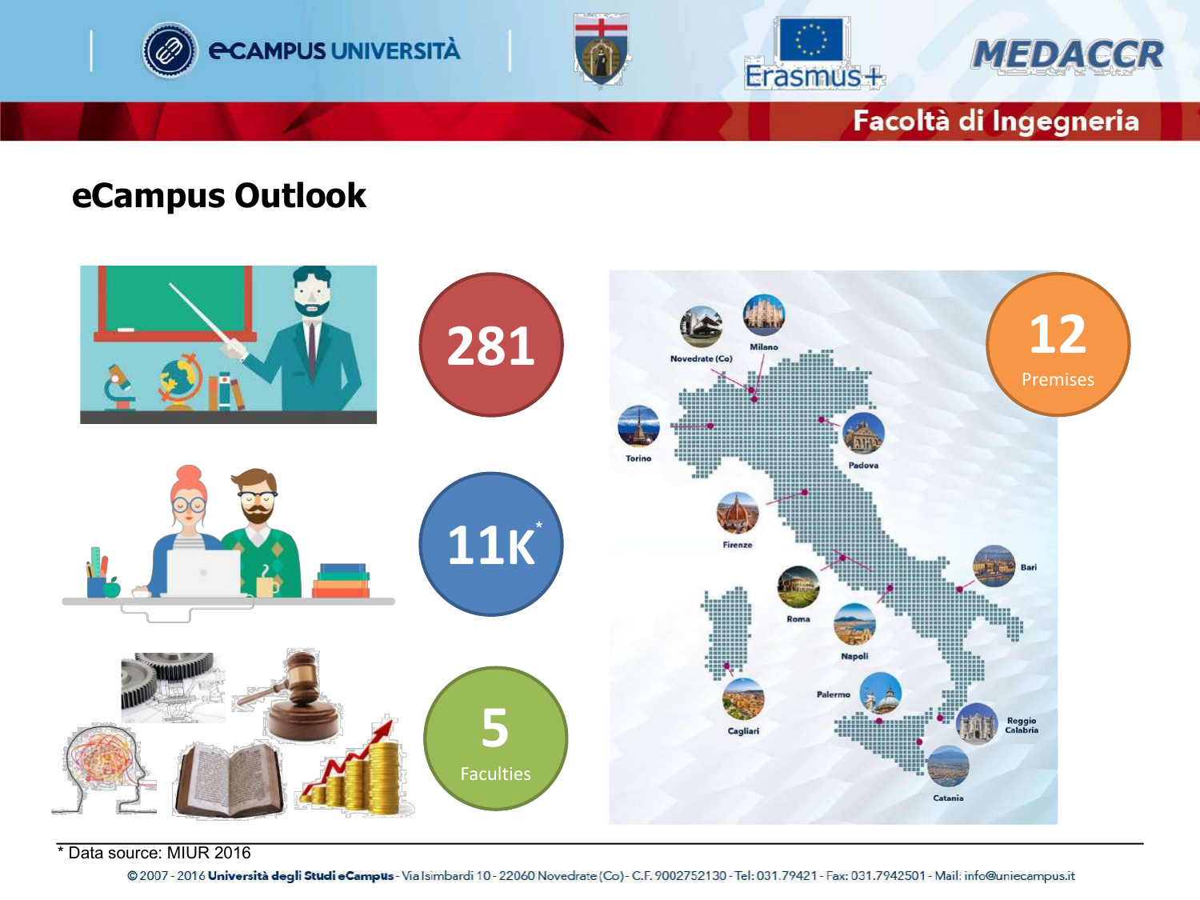# eCampus Outlook

281

11K*

5 Faculties

12 Premises

Novedrate (Co), Milano, Torino, Padova, Firenze, Roma, Napoli, Bari, Cagliari, Palermo, Reggio Calabria, Catania

\* Data source: MIUR 2016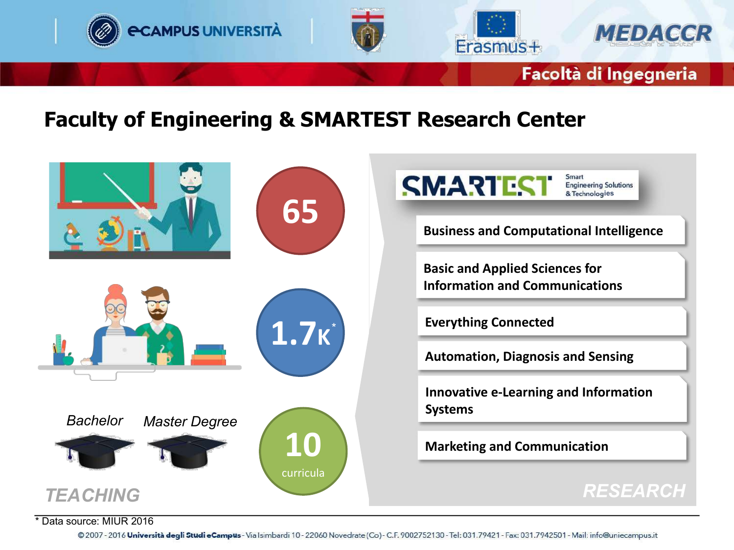# Faculty of Engineering & SMARTEST Research Center

65

1.7K*

Bachelor

Master Degree

10 curricula

TEACHING

**SMARTEST** Smart Engineering Solutions & Technologies

- Business and Computational Intelligence
- Basic and Applied Sciences for Information and Communications
- Everything Connected
- Automation, Diagnosis and Sensing
- Innovative e-Learning and Information Systems
- Marketing and Communication

RESEARCH

\* Data source: MIUR 2016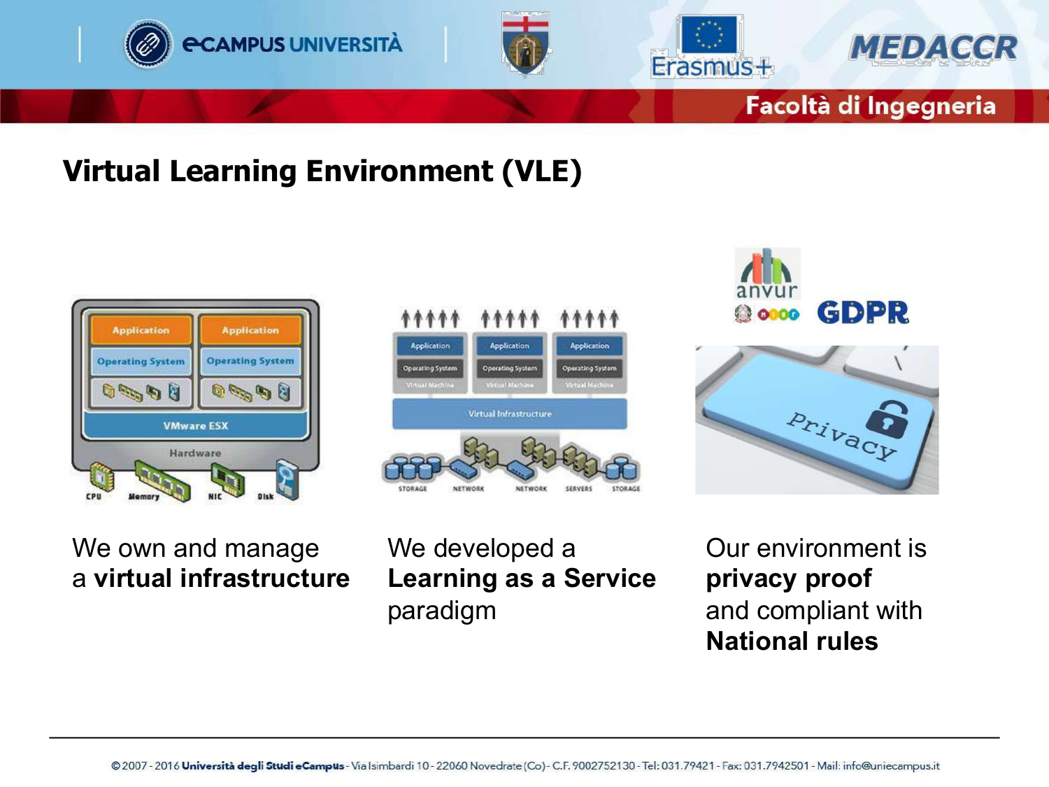## Virtual Learning Environment (VLE)

We own and manage a **virtual infrastructure**

We developed a **Learning as a Service** paradigm

Our environment is **privacy proof** and compliant with **National rules**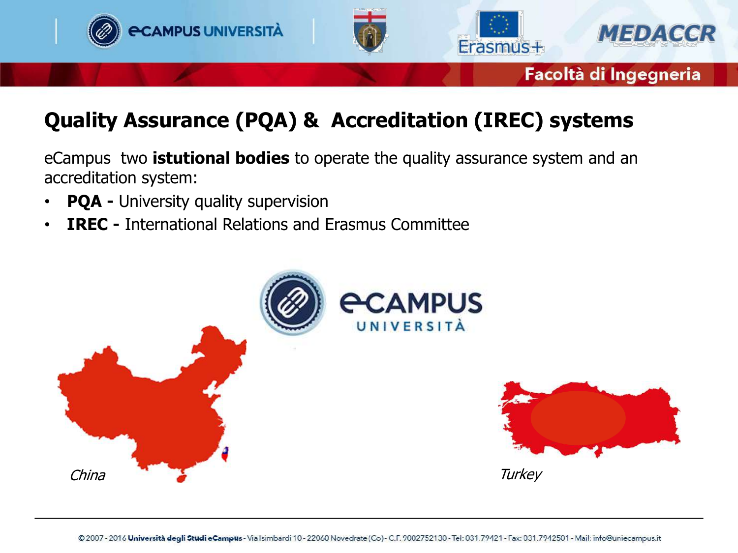## Quality Assurance (PQA) & Accreditation (IREC) systems

eCampus two **istutional bodies** to operate the quality assurance system and an accreditation system:

- **PQA -** University quality supervision
- **IREC -** International Relations and Erasmus Committee

*China*

*Turkey*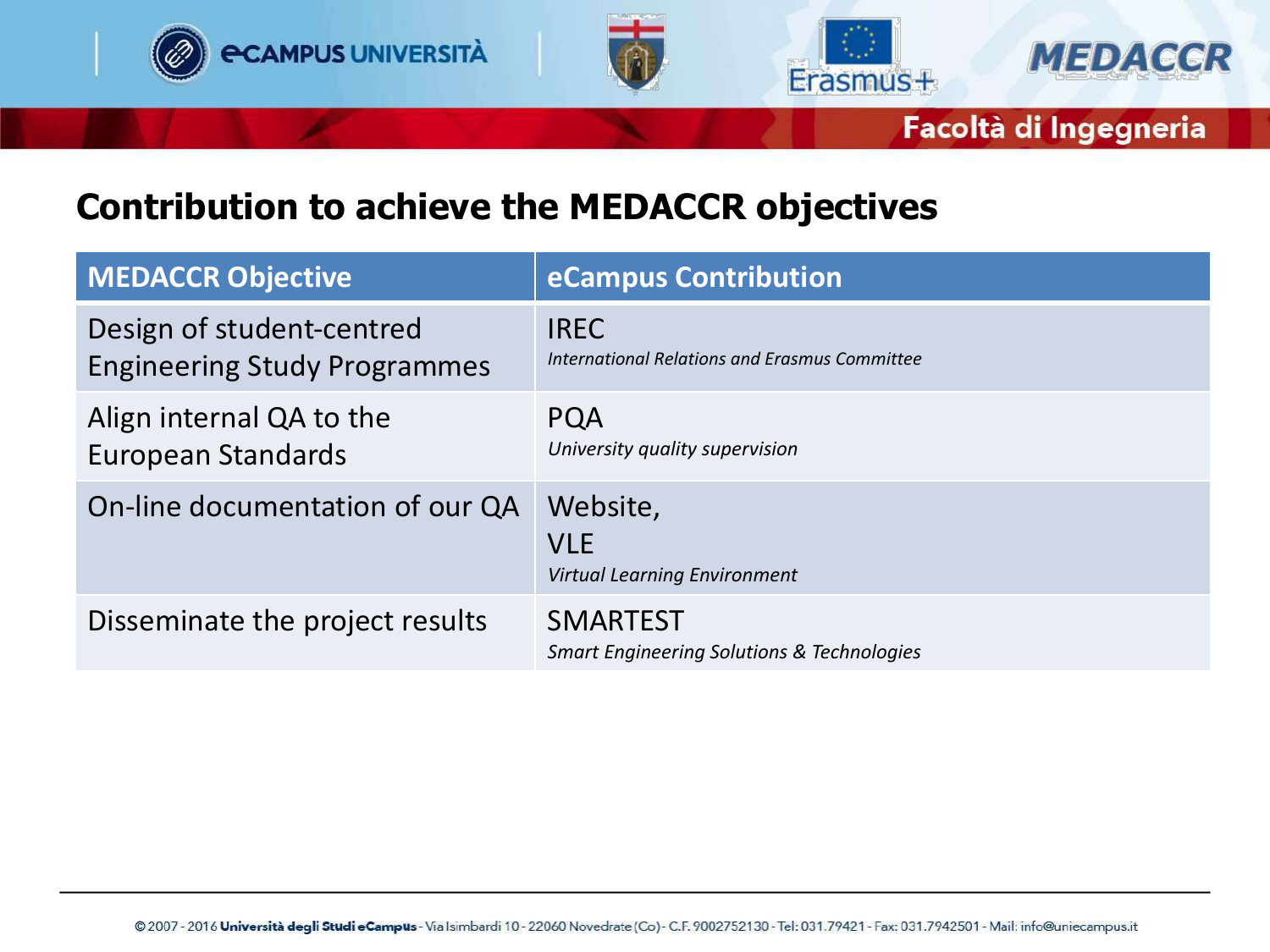## Contribution to achieve the MEDACCR objectives

| MEDACCR Objective | eCampus Contribution |
| --- | --- |
| Design of student-centred Engineering Study Programmes | IREC<br>*International Relations and Erasmus Committee* |
| Align internal QA to the European Standards | PQA<br>*University quality supervision* |
| On-line documentation of our QA | Website,<br>VLE<br>*Virtual Learning Environment* |
| Disseminate the project results | SMARTEST<br>*Smart Engineering Solutions & Technologies* |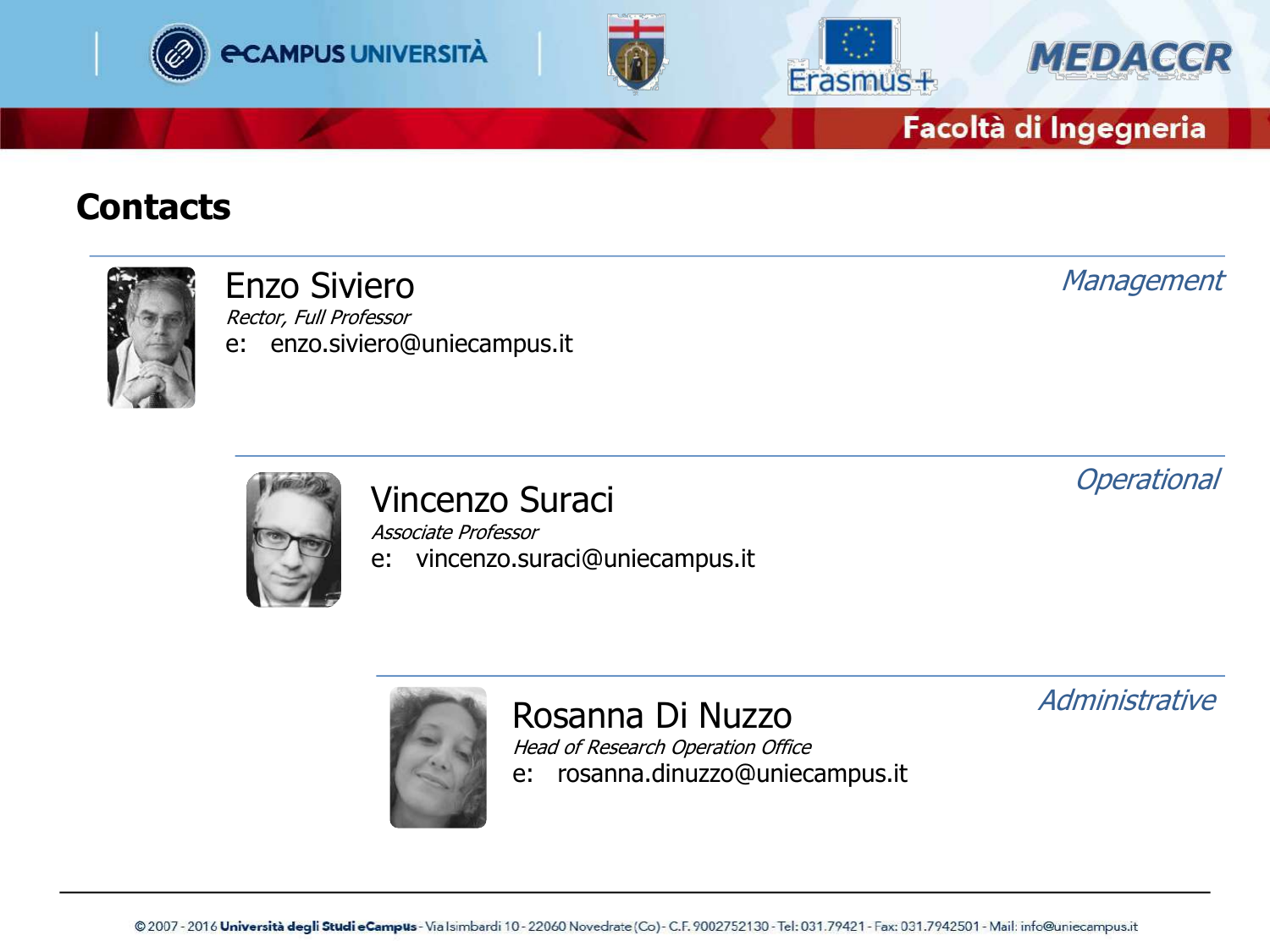## Contacts

*Management*

**Enzo Siviero**
*Rector, Full Professor*
e: enzo.siviero@uniecampus.it

*Operational*

**Vincenzo Suraci**
*Associate Professor*
e: vincenzo.suraci@uniecampus.it

*Administrative*

**Rosanna Di Nuzzo**
*Head of Research Operation Office*
e: rosanna.dinuzzo@uniecampus.it